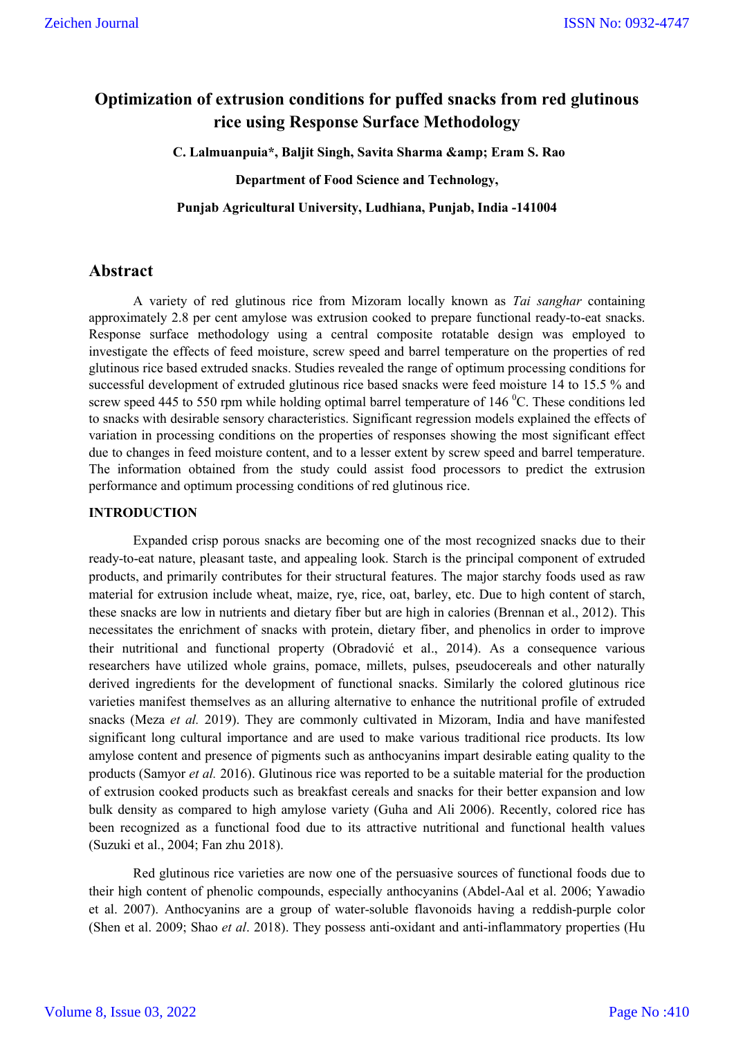# Optimization of extrusion conditions for puffed snacks from red glutinous rice using Response Surface Methodology

**C. Lalmuanpuia\*, Baljit Singh, Savita Sharma &amp; Eram S. Rao**

**Department of Food Science and Technology,**

**Punjab Agricultural University, Ludhiana, Punjab, India -141004**

## Abstract

A variety of red glutinous rice from Mizoram locally known as *Tai sanghar* containing approximately 2.8 per cent amylose was extrusion cooked to prepare functional ready-to-eat snacks. Response surface methodology using a central composite rotatable design was employed to investigate the effects of feed moisture, screw speed and barrel temperature on the properties of red glutinous rice based extruded snacks. Studies revealed the range of optimum processing conditions for successful development of extruded glutinous rice based snacks were feed moisture 14 to 15.5 % and screw speed 445 to 550 rpm while holding optimal barrel temperature of 146 $^0$C. These conditions led to snacks with desirable sensory characteristics. Significant regression models explained the effects of variation in processing conditions on the properties of responses showing the most significant effect due to changes in feed moisture content, and to a lesser extent by screw speed and barrel temperature. The information obtained from the study could assist food processors to predict the extrusion performance and optimum processing conditions of red glutinous rice.

### INTRODUCTION

Expanded crisp porous snacks are becoming one of the most recognized snacks due to their ready-to-eat nature, pleasant taste, and appealing look. Starch is the principal component of extruded products, and primarily contributes for their structural features. The major starchy foods used as raw material for extrusion include wheat, maize, rye, rice, oat, barley, etc. Due to high content of starch, these snacks are low in nutrients and dietary fiber but are high in calories (Brennan et al., 2012). This necessitates the enrichment of snacks with protein, dietary fiber, and phenolics in order to improve their nutritional and functional property (Obradović et al., 2014). As a consequence various researchers have utilized whole grains, pomace, millets, pulses, pseudocereals and other naturally derived ingredients for the development of functional snacks. Similarly the colored glutinous rice varieties manifest themselves as an alluring alternative to enhance the nutritional profile of extruded snacks (Meza *et al.* 2019). They are commonly cultivated in Mizoram, India and have manifested significant long cultural importance and are used to make various traditional rice products. Its low amylose content and presence of pigments such as anthocyanins impart desirable eating quality to the products (Samyor *et al.* 2016). Glutinous rice was reported to be a suitable material for the production of extrusion cooked products such as breakfast cereals and snacks for their better expansion and low bulk density as compared to high amylose variety (Guha and Ali 2006). Recently, colored rice has been recognized as a functional food due to its attractive nutritional and functional health values (Suzuki et al., 2004; Fan zhu 2018).

Red glutinous rice varieties are now one of the persuasive sources of functional foods due to their high content of phenolic compounds, especially anthocyanins (Abdel-Aal et al. 2006; Yawadio et al. 2007). Anthocyanins are a group of water-soluble flavonoids having a reddish-purple color (Shen et al. 2009; Shao *et al*. 2018). They possess anti-oxidant and anti-inflammatory properties (Hu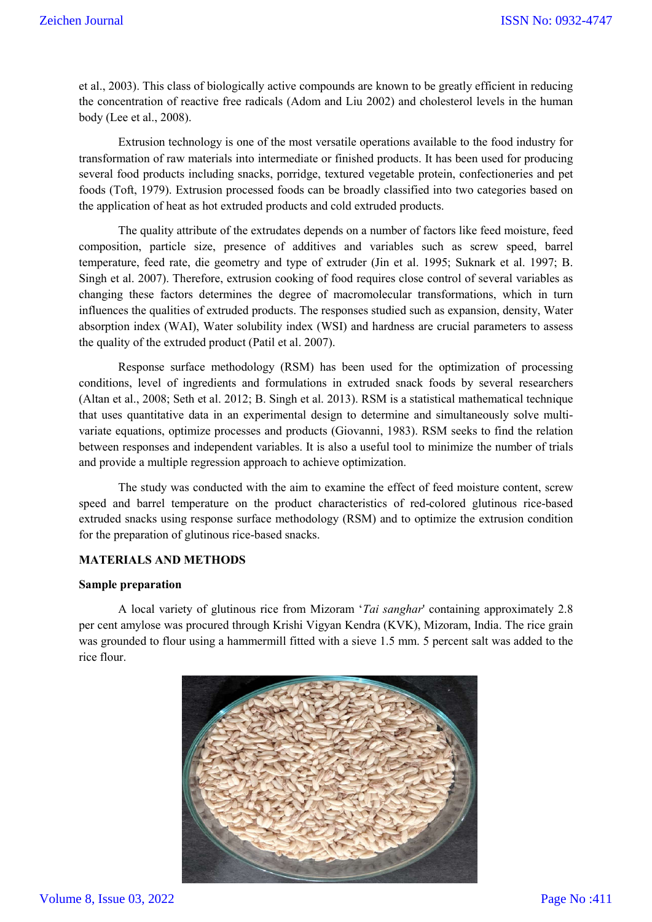et al., 2003). This class of biologically active compounds are known to be greatly efficient in reducing the concentration of reactive free radicals (Adom and Liu 2002) and cholesterol levels in the human body (Lee et al., 2008).

Extrusion technology is one of the most versatile operations available to the food industry for transformation of raw materials into intermediate or finished products. It has been used for producing several food products including snacks, porridge, textured vegetable protein, confectioneries and pet foods (Toft, 1979). Extrusion processed foods can be broadly classified into two categories based on the application of heat as hot extruded products and cold extruded products.

The quality attribute of the extrudates depends on a number of factors like feed moisture, feed composition, particle size, presence of additives and variables such as screw speed, barrel temperature, feed rate, die geometry and type of extruder (Jin et al. 1995; Suknark et al. 1997; B. Singh et al. 2007). Therefore, extrusion cooking of food requires close control of several variables as changing these factors determines the degree of macromolecular transformations, which in turn influences the qualities of extruded products. The responses studied such as expansion, density, Water absorption index (WAI), Water solubility index (WSI) and hardness are crucial parameters to assess the quality of the extruded product (Patil et al. 2007).

Response surface methodology (RSM) has been used for the optimization of processing conditions, level of ingredients and formulations in extruded snack foods by several researchers (Altan et al., 2008; Seth et al. 2012; B. Singh et al. 2013). RSM is a statistical mathematical technique that uses quantitative data in an experimental design to determine and simultaneously solve multi-variate equations, optimize processes and products (Giovanni, 1983). RSM seeks to find the relation between responses and independent variables. It is also a useful tool to minimize the number of trials and provide a multiple regression approach to achieve optimization.

The study was conducted with the aim to examine the effect of feed moisture content, screw speed and barrel temperature on the product characteristics of red-colored glutinous rice-based extruded snacks using response surface methodology (RSM) and to optimize the extrusion condition for the preparation of glutinous rice-based snacks.

## MATERIALS AND METHODS

### Sample preparation

A local variety of glutinous rice from Mizoram '*Tai sanghar*' containing approximately 2.8 per cent amylose was procured through Krishi Vigyan Kendra (KVK), Mizoram, India. The rice grain was grounded to flour using a hammermill fitted with a sieve 1.5 mm. 5 percent salt was added to the rice flour.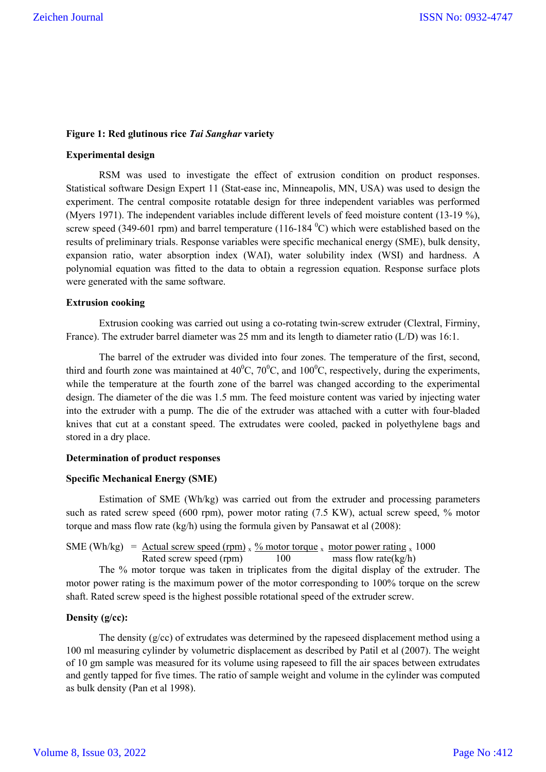**Figure 1: Red glutinous rice *Tai Sanghar* variety**

**Experimental design**

RSM was used to investigate the effect of extrusion condition on product responses. Statistical software Design Expert 11 (Stat-ease inc, Minneapolis, MN, USA) was used to design the experiment. The central composite rotatable design for three independent variables was performed (Myers 1971). The independent variables include different levels of feed moisture content (13-19 %), screw speed (349-601 rpm) and barrel temperature (116-184 $^0$C) which were established based on the results of preliminary trials. Response variables were specific mechanical energy (SME), bulk density, expansion ratio, water absorption index (WAI), water solubility index (WSI) and hardness. A polynomial equation was fitted to the data to obtain a regression equation. Response surface plots were generated with the same software.

**Extrusion cooking**

Extrusion cooking was carried out using a co-rotating twin-screw extruder (Clextral, Firminy, France). The extruder barrel diameter was 25 mm and its length to diameter ratio (L/D) was 16:1.

The barrel of the extruder was divided into four zones. The temperature of the first, second, third and fourth zone was maintained at 40$^0$C, 70$^0$C, and 100$^0$C, respectively, during the experiments, while the temperature at the fourth zone of the barrel was changed according to the experimental design. The diameter of the die was 1.5 mm. The feed moisture content was varied by injecting water into the extruder with a pump. The die of the extruder was attached with a cutter with four-bladed knives that cut at a constant speed. The extrudates were cooled, packed in polyethylene bags and stored in a dry place.

**Determination of product responses**

**Specific Mechanical Energy (SME)**

Estimation of SME (Wh/kg) was carried out from the extruder and processing parameters such as rated screw speed (600 rpm), power motor rating (7.5 KW), actual screw speed, % motor torque and mass flow rate (kg/h) using the formula given by Pansawat et al (2008):

$$\text{SME (Wh/kg)} = \frac{\text{Actual screw speed (rpm)}}{\text{Rated screw speed (rpm)}} \times \frac{\text{\% motor torque}}{100} \times \frac{\text{motor power rating}}{\text{mass flow rate(kg/h)}} \times 1000$$

The % motor torque was taken in triplicates from the digital display of the extruder. The motor power rating is the maximum power of the motor corresponding to 100% torque on the screw shaft. Rated screw speed is the highest possible rotational speed of the extruder screw.

**Density (g/cc):**

The density (g/cc) of extrudates was determined by the rapeseed displacement method using a 100 ml measuring cylinder by volumetric displacement as described by Patil et al (2007). The weight of 10 gm sample was measured for its volume using rapeseed to fill the air spaces between extrudates and gently tapped for five times. The ratio of sample weight and volume in the cylinder was computed as bulk density (Pan et al 1998).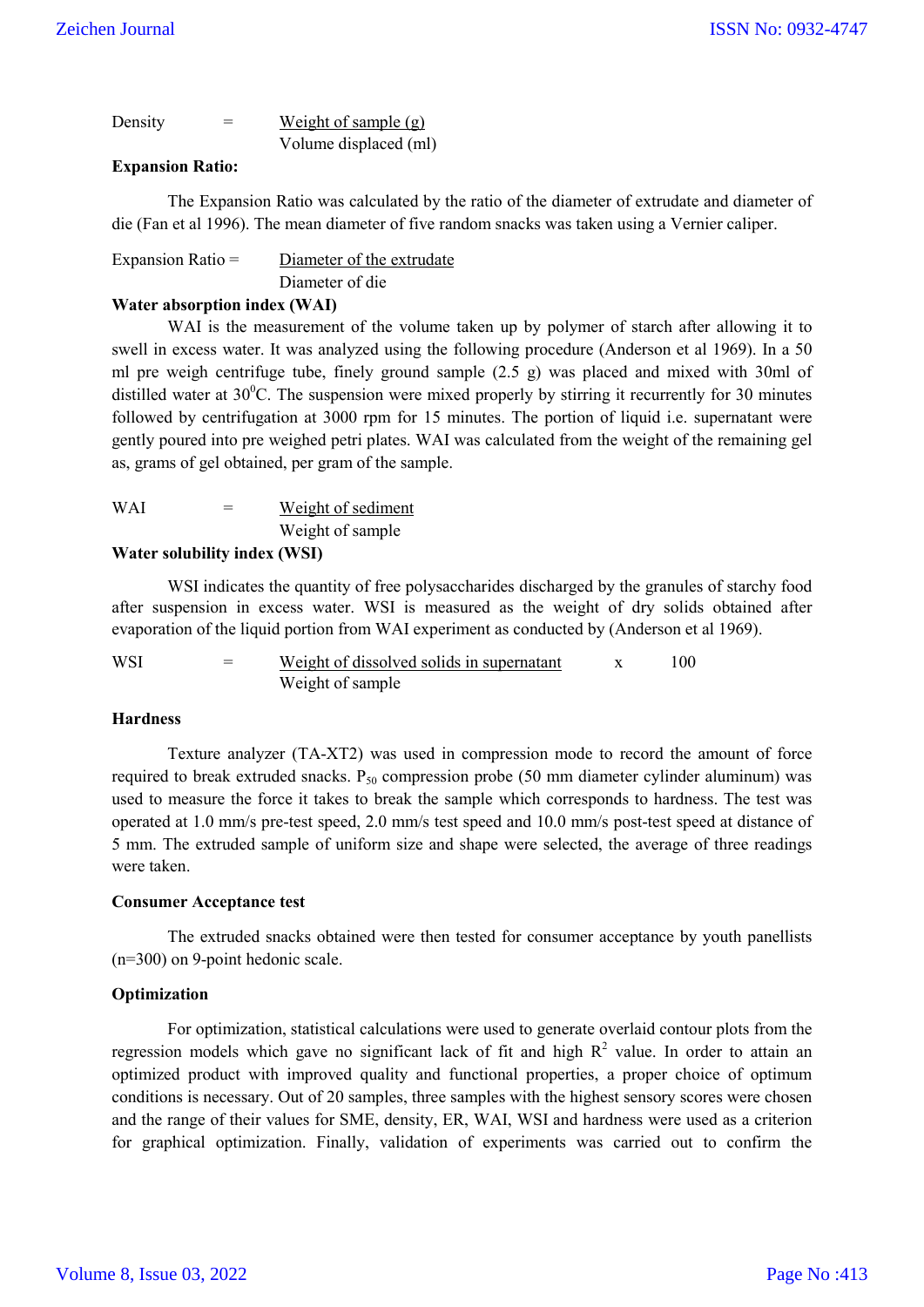$$\text{Density} = \frac{\text{Weight of sample (g)}}{\text{Volume displaced (ml)}}$$

**Expansion Ratio:**

The Expansion Ratio was calculated by the ratio of the diameter of extrudate and diameter of die (Fan et al 1996). The mean diameter of five random snacks was taken using a Vernier caliper.

$$\text{Expansion Ratio} = \frac{\text{Diameter of the extrudate}}{\text{Diameter of die}}$$

**Water absorption index (WAI)**

WAI is the measurement of the volume taken up by polymer of starch after allowing it to swell in excess water. It was analyzed using the following procedure (Anderson et al 1969). In a 50 ml pre weigh centrifuge tube, finely ground sample (2.5 g) was placed and mixed with 30ml of distilled water at $30^0$C. The suspension were mixed properly by stirring it recurrently for 30 minutes followed by centrifugation at 3000 rpm for 15 minutes. The portion of liquid i.e. supernatant were gently poured into pre weighed petri plates. WAI was calculated from the weight of the remaining gel as, grams of gel obtained, per gram of the sample.

$$\text{WAI} = \frac{\text{Weight of sediment}}{\text{Weight of sample}}$$

**Water solubility index (WSI)**

WSI indicates the quantity of free polysaccharides discharged by the granules of starchy food after suspension in excess water. WSI is measured as the weight of dry solids obtained after evaporation of the liquid portion from WAI experiment as conducted by (Anderson et al 1969).

$$\text{WSI} = \frac{\text{Weight of dissolved solids in supernatant}}{\text{Weight of sample}} \times 100$$

**Hardness**

Texture analyzer (TA-XT2) was used in compression mode to record the amount of force required to break extruded snacks. $P_{50}$ compression probe (50 mm diameter cylinder aluminum) was used to measure the force it takes to break the sample which corresponds to hardness. The test was operated at 1.0 mm/s pre-test speed, 2.0 mm/s test speed and 10.0 mm/s post-test speed at distance of 5 mm. The extruded sample of uniform size and shape were selected, the average of three readings were taken.

**Consumer Acceptance test**

The extruded snacks obtained were then tested for consumer acceptance by youth panellists (n=300) on 9-point hedonic scale.

**Optimization**

For optimization, statistical calculations were used to generate overlaid contour plots from the regression models which gave no significant lack of fit and high $R^2$ value. In order to attain an optimized product with improved quality and functional properties, a proper choice of optimum conditions is necessary. Out of 20 samples, three samples with the highest sensory scores were chosen and the range of their values for SME, density, ER, WAI, WSI and hardness were used as a criterion for graphical optimization. Finally, validation of experiments was carried out to confirm the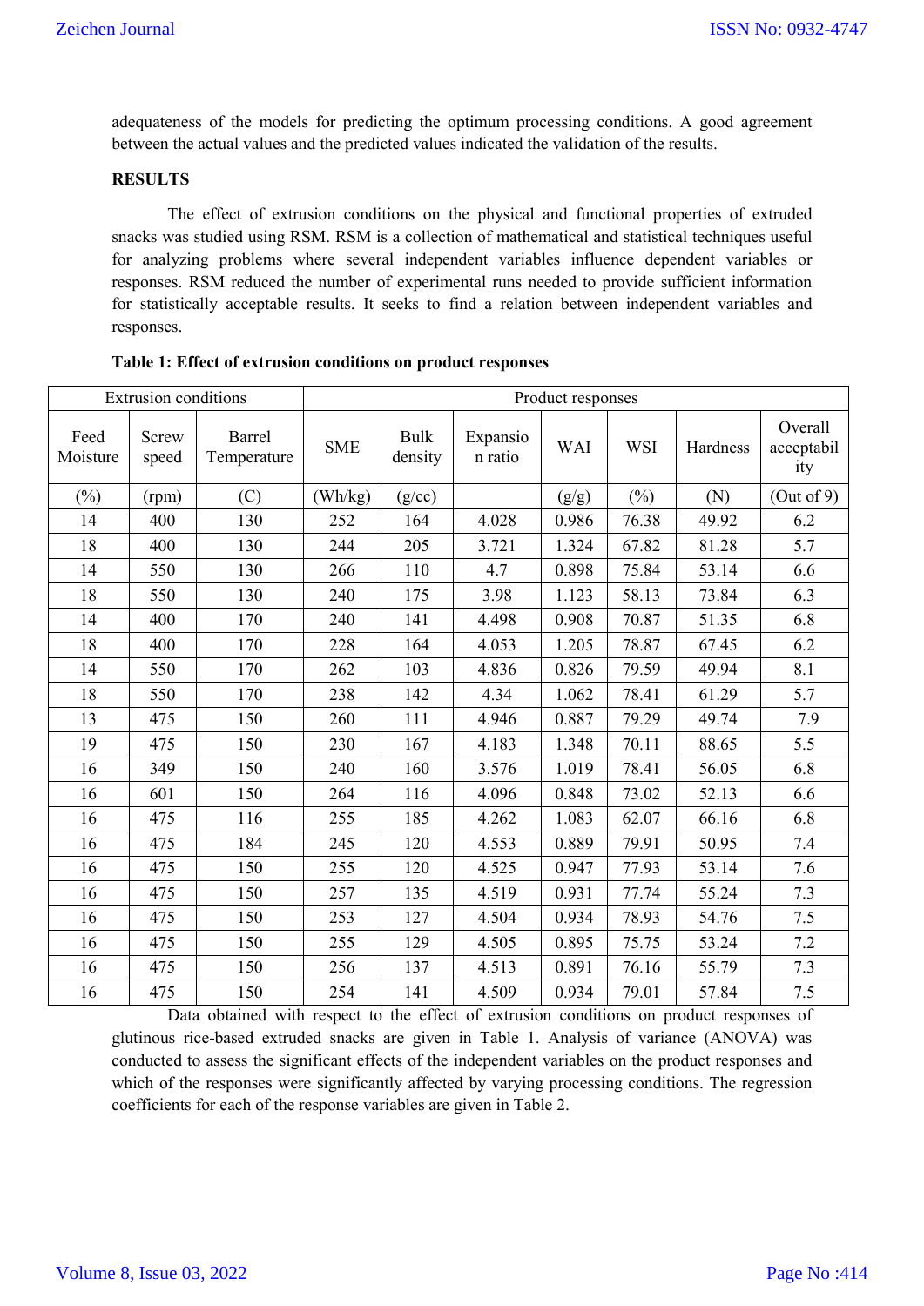adequateness of the models for predicting the optimum processing conditions. A good agreement between the actual values and the predicted values indicated the validation of the results.

## RESULTS

The effect of extrusion conditions on the physical and functional properties of extruded snacks was studied using RSM. RSM is a collection of mathematical and statistical techniques useful for analyzing problems where several independent variables influence dependent variables or responses. RSM reduced the number of experimental runs needed to provide sufficient information for statistically acceptable results. It seeks to find a relation between independent variables and responses.

**Table 1: Effect of extrusion conditions on product responses**

| Extrusion conditions | | | Product responses | | | | | | |
|---|---|---|---|---|---|---|---|---|---|
| Feed Moisture | Screw speed | Barrel Temperature | SME | Bulk density | Expansion ratio | WAI | WSI | Hardness | Overall acceptability |
| (%) | (rpm) | (C) | (Wh/kg) | (g/cc) | | (g/g) | (%) | (N) | (Out of 9) |
| 14 | 400 | 130 | 252 | 164 | 4.028 | 0.986 | 76.38 | 49.92 | 6.2 |
| 18 | 400 | 130 | 244 | 205 | 3.721 | 1.324 | 67.82 | 81.28 | 5.7 |
| 14 | 550 | 130 | 266 | 110 | 4.7 | 0.898 | 75.84 | 53.14 | 6.6 |
| 18 | 550 | 130 | 240 | 175 | 3.98 | 1.123 | 58.13 | 73.84 | 6.3 |
| 14 | 400 | 170 | 240 | 141 | 4.498 | 0.908 | 70.87 | 51.35 | 6.8 |
| 18 | 400 | 170 | 228 | 164 | 4.053 | 1.205 | 78.87 | 67.45 | 6.2 |
| 14 | 550 | 170 | 262 | 103 | 4.836 | 0.826 | 79.59 | 49.94 | 8.1 |
| 18 | 550 | 170 | 238 | 142 | 4.34 | 1.062 | 78.41 | 61.29 | 5.7 |
| 13 | 475 | 150 | 260 | 111 | 4.946 | 0.887 | 79.29 | 49.74 | 7.9 |
| 19 | 475 | 150 | 230 | 167 | 4.183 | 1.348 | 70.11 | 88.65 | 5.5 |
| 16 | 349 | 150 | 240 | 160 | 3.576 | 1.019 | 78.41 | 56.05 | 6.8 |
| 16 | 601 | 150 | 264 | 116 | 4.096 | 0.848 | 73.02 | 52.13 | 6.6 |
| 16 | 475 | 116 | 255 | 185 | 4.262 | 1.083 | 62.07 | 66.16 | 6.8 |
| 16 | 475 | 184 | 245 | 120 | 4.553 | 0.889 | 79.91 | 50.95 | 7.4 |
| 16 | 475 | 150 | 255 | 120 | 4.525 | 0.947 | 77.93 | 53.14 | 7.6 |
| 16 | 475 | 150 | 257 | 135 | 4.519 | 0.931 | 77.74 | 55.24 | 7.3 |
| 16 | 475 | 150 | 253 | 127 | 4.504 | 0.934 | 78.93 | 54.76 | 7.5 |
| 16 | 475 | 150 | 255 | 129 | 4.505 | 0.895 | 75.75 | 53.24 | 7.2 |
| 16 | 475 | 150 | 256 | 137 | 4.513 | 0.891 | 76.16 | 55.79 | 7.3 |
| 16 | 475 | 150 | 254 | 141 | 4.509 | 0.934 | 79.01 | 57.84 | 7.5 |

Data obtained with respect to the effect of extrusion conditions on product responses of glutinous rice-based extruded snacks are given in Table 1. Analysis of variance (ANOVA) was conducted to assess the significant effects of the independent variables on the product responses and which of the responses were significantly affected by varying processing conditions. The regression coefficients for each of the response variables are given in Table 2.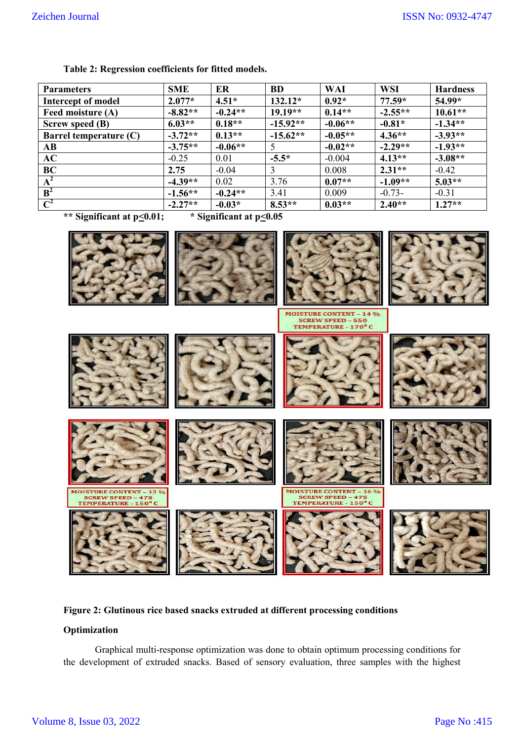**Table 2: Regression coefficients for fitted models.**

| Parameters | SME | ER | BD | WAI | WSI | Hardness |
|---|---|---|---|---|---|---|
| **Intercept of model** | **2.077*** | **4.51*** | **132.12*** | **0.92*** | **77.59*** | **54.99*** |
| **Feed moisture (A)** | **-8.82**** | **-0.24**** | **19.19**** | **0.14**** | **-2.55**** | **10.61**** |
| **Screw speed (B)** | **6.03**** | **0.18**** | **-15.92**** | **-0.06**** | **-0.81*** | **-1.34**** |
| **Barrel temperature (C)** | **-3.72**** | **0.13**** | **-15.62**** | **-0.05**** | **4.36**** | **-3.93**** |
| **AB** | **-3.75**** | **-0.06**** | 5 | **-0.02**** | **-2.29**** | **-1.93**** |
| **AC** | -0.25 | 0.01 | **-5.5*** | -0.004 | **4.13**** | **-3.08**** |
| **BC** | **2.75** | -0.04 | 3 | 0.008 | **2.31**** | -0.42 |
| **$A^2$** | **-4.39**** | 0.02 | 3.76 | **0.07**** | **-1.09**** | **5.03**** |
| **$B^2$** | **-1.56**** | **-0.24**** | 3.41 | 0.009 | -0.73- | -0.31 |
| **$C^2$** | **-2.27**** | **-0.03*** | **8.53**** | **0.03**** | **2.40**** | **1.27**** |

** Significant at $p \leq 0.01$; * Significant at $p \leq 0.05$

MOISTURE CONTENT – 14 %
SCREW SPEED – 550
TEMPERATURE - 170° C

MOISTURE CONTENT – 13 %
SCREW SPEED – 475
TEMPERATURE - 150° C

MOISTURE CONTENT – 16 %
SCREW SPEED – 475
TEMPERATURE - 150° C

**Figure 2: Glutinous rice based snacks extruded at different processing conditions**

**Optimization**

Graphical multi-response optimization was done to obtain optimum processing conditions for the development of extruded snacks. Based of sensory evaluation, three samples with the highest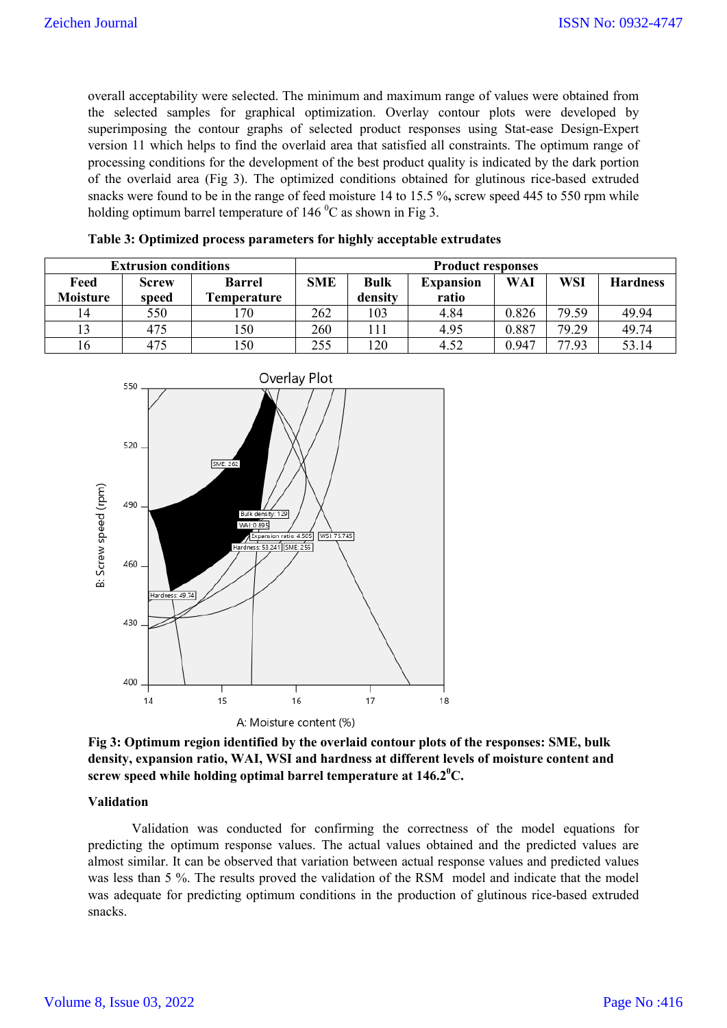overall acceptability were selected. The minimum and maximum range of values were obtained from the selected samples for graphical optimization. Overlay contour plots were developed by superimposing the contour graphs of selected product responses using Stat-ease Design-Expert version 11 which helps to find the overlaid area that satisfied all constraints. The optimum range of processing conditions for the development of the best product quality is indicated by the dark portion of the overlaid area (Fig 3). The optimized conditions obtained for glutinous rice-based extruded snacks were found to be in the range of feed moisture 14 to 15.5 %**,** screw speed 445 to 550 rpm while holding optimum barrel temperature of 146 $^{0}$C as shown in Fig 3.

**Table 3: Optimized process parameters for highly acceptable extrudates**

| Extrusion conditions | | | Product responses | | | | | |
|---|---|---|---|---|---|---|---|---|
| Feed Moisture | Screw speed | Barrel Temperature | SME | Bulk density | Expansion ratio | WAI | WSI | Hardness |
| 14 | 550 | 170 | 262 | 103 | 4.84 | 0.826 | 79.59 | 49.94 |
| 13 | 475 | 150 | 260 | 111 | 4.95 | 0.887 | 79.29 | 49.74 |
| 16 | 475 | 150 | 255 | 120 | 4.52 | 0.947 | 77.93 | 53.14 |

**Fig 3: Optimum region identified by the overlaid contour plots of the responses: SME, bulk density, expansion ratio, WAI, WSI and hardness at different levels of moisture content and screw speed while holding optimal barrel temperature at 146.2$^{0}$C.**

**Validation**

Validation was conducted for confirming the correctness of the model equations for predicting the optimum response values. The actual values obtained and the predicted values are almost similar. It can be observed that variation between actual response values and predicted values was less than 5 %. The results proved the validation of the RSM model and indicate that the model was adequate for predicting optimum conditions in the production of glutinous rice-based extruded snacks.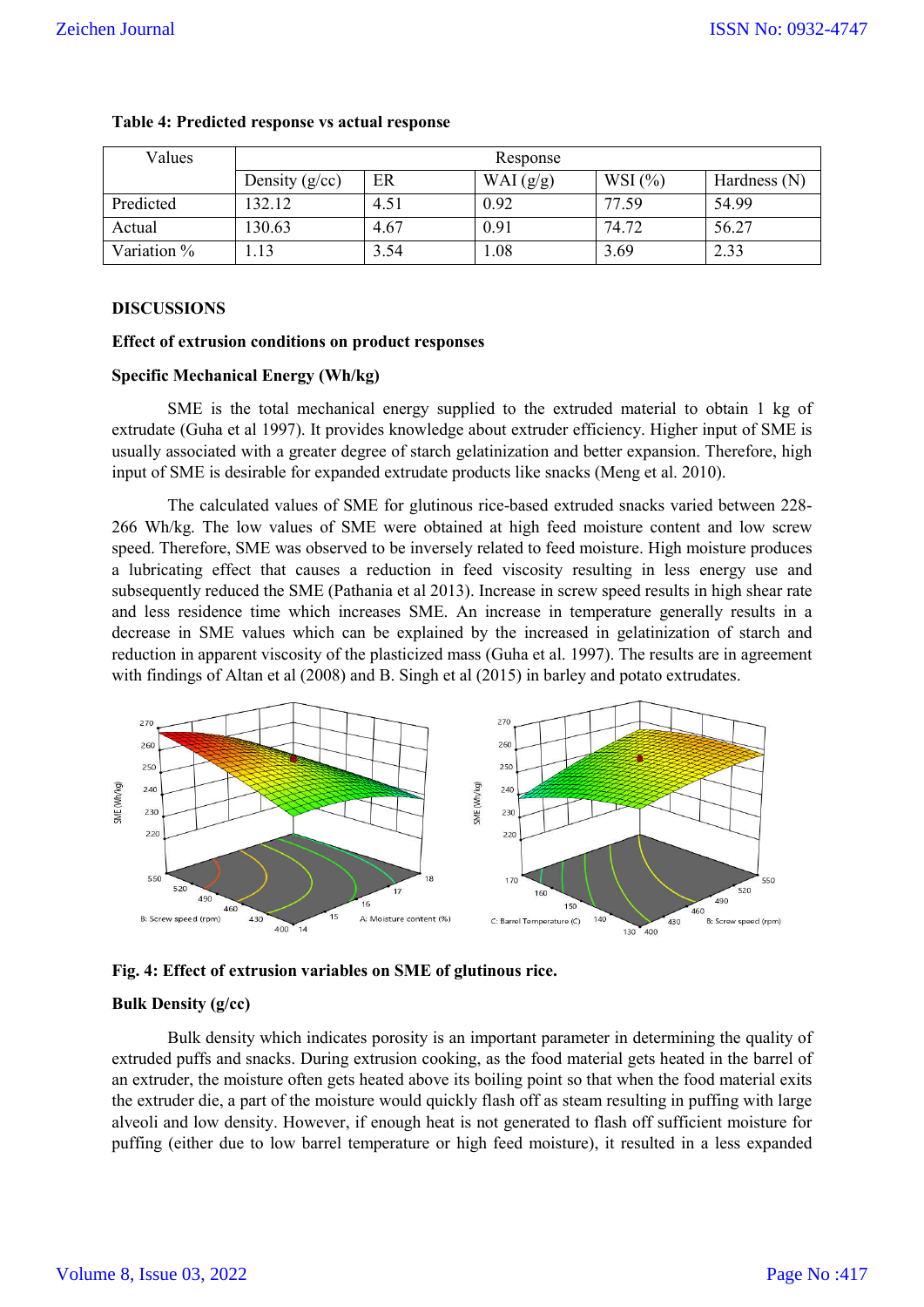**Table 4: Predicted response vs actual response**

| Values | Response | | | | |
|---|---|---|---|---|---|
| | Density (g/cc) | ER | WAI (g/g) | WSI (%) | Hardness (N) |
| Predicted | 132.12 | 4.51 | 0.92 | 77.59 | 54.99 |
| Actual | 130.63 | 4.67 | 0.91 | 74.72 | 56.27 |
| Variation % | 1.13 | 3.54 | 1.08 | 3.69 | 2.33 |

## DISCUSSIONS

### Effect of extrusion conditions on product responses

### Specific Mechanical Energy (Wh/kg)

SME is the total mechanical energy supplied to the extruded material to obtain 1 kg of extrudate (Guha et al 1997). It provides knowledge about extruder efficiency. Higher input of SME is usually associated with a greater degree of starch gelatinization and better expansion. Therefore, high input of SME is desirable for expanded extrudate products like snacks (Meng et al. 2010).

The calculated values of SME for glutinous rice-based extruded snacks varied between 228-266 Wh/kg. The low values of SME were obtained at high feed moisture content and low screw speed. Therefore, SME was observed to be inversely related to feed moisture. High moisture produces a lubricating effect that causes a reduction in feed viscosity resulting in less energy use and subsequently reduced the SME (Pathania et al 2013). Increase in screw speed results in high shear rate and less residence time which increases SME. An increase in temperature generally results in a decrease in SME values which can be explained by the increased in gelatinization of starch and reduction in apparent viscosity of the plasticized mass (Guha et al. 1997). The results are in agreement with findings of Altan et al (2008) and B. Singh et al (2015) in barley and potato extrudates.

**Fig. 4: Effect of extrusion variables on SME of glutinous rice.**

### Bulk Density (g/cc)

Bulk density which indicates porosity is an important parameter in determining the quality of extruded puffs and snacks. During extrusion cooking, as the food material gets heated in the barrel of an extruder, the moisture often gets heated above its boiling point so that when the food material exits the extruder die, a part of the moisture would quickly flash off as steam resulting in puffing with large alveoli and low density. However, if enough heat is not generated to flash off sufficient moisture for puffing (either due to low barrel temperature or high feed moisture), it resulted in a less expanded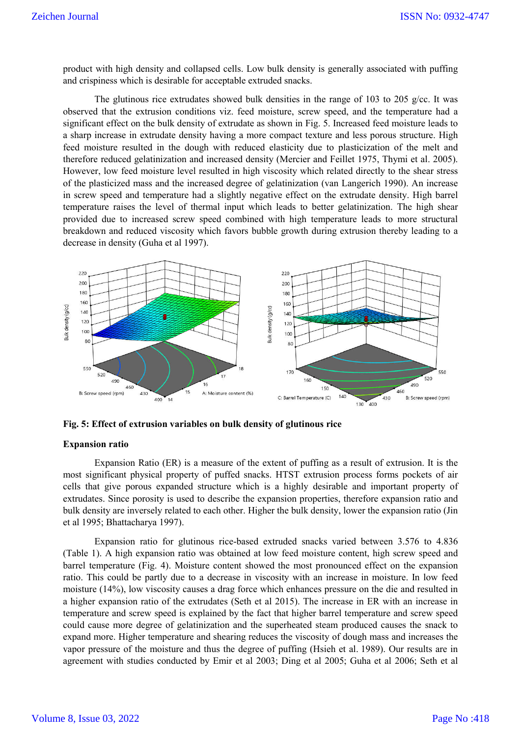product with high density and collapsed cells. Low bulk density is generally associated with puffing and crispiness which is desirable for acceptable extruded snacks.

The glutinous rice extrudates showed bulk densities in the range of 103 to 205 g/cc. It was observed that the extrusion conditions viz. feed moisture, screw speed, and the temperature had a significant effect on the bulk density of extrudate as shown in Fig. 5. Increased feed moisture leads to a sharp increase in extrudate density having a more compact texture and less porous structure. High feed moisture resulted in the dough with reduced elasticity due to plasticization of the melt and therefore reduced gelatinization and increased density (Mercier and Feillet 1975, Thymi et al. 2005). However, low feed moisture level resulted in high viscosity which related directly to the shear stress of the plasticized mass and the increased degree of gelatinization (van Langerich 1990). An increase in screw speed and temperature had a slightly negative effect on the extrudate density. High barrel temperature raises the level of thermal input which leads to better gelatinization. The high shear provided due to increased screw speed combined with high temperature leads to more structural breakdown and reduced viscosity which favors bubble growth during extrusion thereby leading to a decrease in density (Guha et al 1997).

**Fig. 5: Effect of extrusion variables on bulk density of glutinous rice**

## Expansion ratio

Expansion Ratio (ER) is a measure of the extent of puffing as a result of extrusion. It is the most significant physical property of puffed snacks. HTST extrusion process forms pockets of air cells that give porous expanded structure which is a highly desirable and important property of extrudates. Since porosity is used to describe the expansion properties, therefore expansion ratio and bulk density are inversely related to each other. Higher the bulk density, lower the expansion ratio (Jin et al 1995; Bhattacharya 1997).

Expansion ratio for glutinous rice-based extruded snacks varied between 3.576 to 4.836 (Table 1). A high expansion ratio was obtained at low feed moisture content, high screw speed and barrel temperature (Fig. 4). Moisture content showed the most pronounced effect on the expansion ratio. This could be partly due to a decrease in viscosity with an increase in moisture. In low feed moisture (14%), low viscosity causes a drag force which enhances pressure on the die and resulted in a higher expansion ratio of the extrudates (Seth et al 2015). The increase in ER with an increase in temperature and screw speed is explained by the fact that higher barrel temperature and screw speed could cause more degree of gelatinization and the superheated steam produced causes the snack to expand more. Higher temperature and shearing reduces the viscosity of dough mass and increases the vapor pressure of the moisture and thus the degree of puffing (Hsieh et al. 1989). Our results are in agreement with studies conducted by Emir et al 2003; Ding et al 2005; Guha et al 2006; Seth et al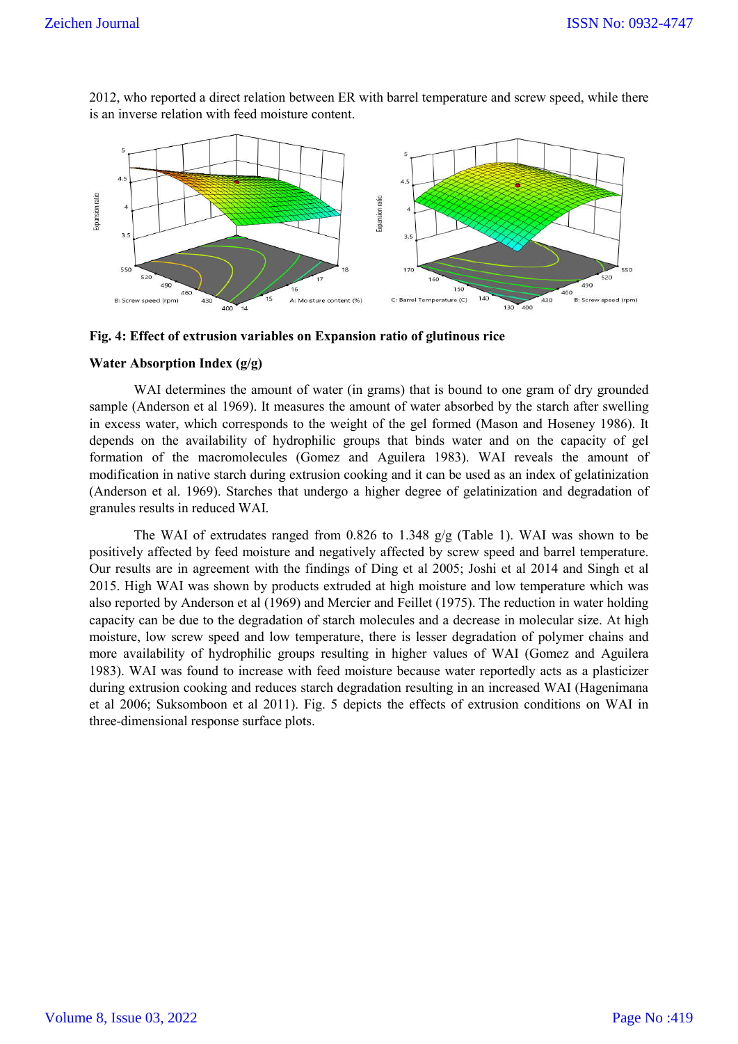2012, who reported a direct relation between ER with barrel temperature and screw speed, while there is an inverse relation with feed moisture content.

**Fig. 4: Effect of extrusion variables on Expansion ratio of glutinous rice**

**Water Absorption Index (g/g)**

WAI determines the amount of water (in grams) that is bound to one gram of dry grounded sample (Anderson et al 1969). It measures the amount of water absorbed by the starch after swelling in excess water, which corresponds to the weight of the gel formed (Mason and Hoseney 1986). It depends on the availability of hydrophilic groups that binds water and on the capacity of gel formation of the macromolecules (Gomez and Aguilera 1983). WAI reveals the amount of modification in native starch during extrusion cooking and it can be used as an index of gelatinization (Anderson et al. 1969). Starches that undergo a higher degree of gelatinization and degradation of granules results in reduced WAI.

The WAI of extrudates ranged from 0.826 to 1.348 g/g (Table 1). WAI was shown to be positively affected by feed moisture and negatively affected by screw speed and barrel temperature. Our results are in agreement with the findings of Ding et al 2005; Joshi et al 2014 and Singh et al 2015. High WAI was shown by products extruded at high moisture and low temperature which was also reported by Anderson et al (1969) and Mercier and Feillet (1975). The reduction in water holding capacity can be due to the degradation of starch molecules and a decrease in molecular size. At high moisture, low screw speed and low temperature, there is lesser degradation of polymer chains and more availability of hydrophilic groups resulting in higher values of WAI (Gomez and Aguilera 1983). WAI was found to increase with feed moisture because water reportedly acts as a plasticizer during extrusion cooking and reduces starch degradation resulting in an increased WAI (Hagenimana et al 2006; Suksomboon et al 2011). Fig. 5 depicts the effects of extrusion conditions on WAI in three-dimensional response surface plots.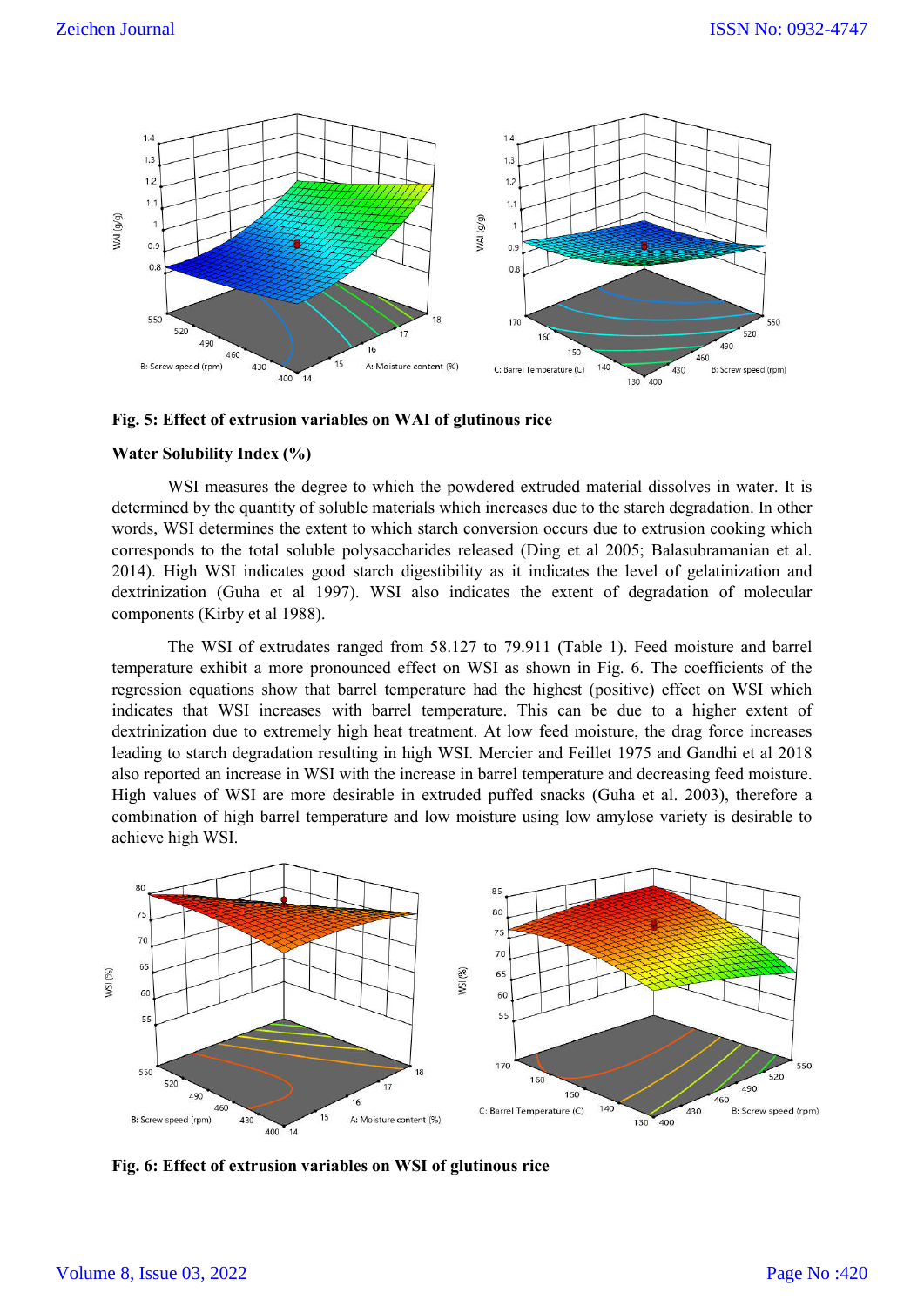**Fig. 5: Effect of extrusion variables on WAI of glutinous rice**

**Water Solubility Index (%)**

WSI measures the degree to which the powdered extruded material dissolves in water. It is determined by the quantity of soluble materials which increases due to the starch degradation. In other words, WSI determines the extent to which starch conversion occurs due to extrusion cooking which corresponds to the total soluble polysaccharides released (Ding et al 2005; Balasubramanian et al. 2014). High WSI indicates good starch digestibility as it indicates the level of gelatinization and dextrinization (Guha et al 1997). WSI also indicates the extent of degradation of molecular components (Kirby et al 1988).

The WSI of extrudates ranged from 58.127 to 79.911 (Table 1). Feed moisture and barrel temperature exhibit a more pronounced effect on WSI as shown in Fig. 6. The coefficients of the regression equations show that barrel temperature had the highest (positive) effect on WSI which indicates that WSI increases with barrel temperature. This can be due to a higher extent of dextrinization due to extremely high heat treatment. At low feed moisture, the drag force increases leading to starch degradation resulting in high WSI. Mercier and Feillet 1975 and Gandhi et al 2018 also reported an increase in WSI with the increase in barrel temperature and decreasing feed moisture. High values of WSI are more desirable in extruded puffed snacks (Guha et al. 2003), therefore a combination of high barrel temperature and low moisture using low amylose variety is desirable to achieve high WSI.

**Fig. 6: Effect of extrusion variables on WSI of glutinous rice**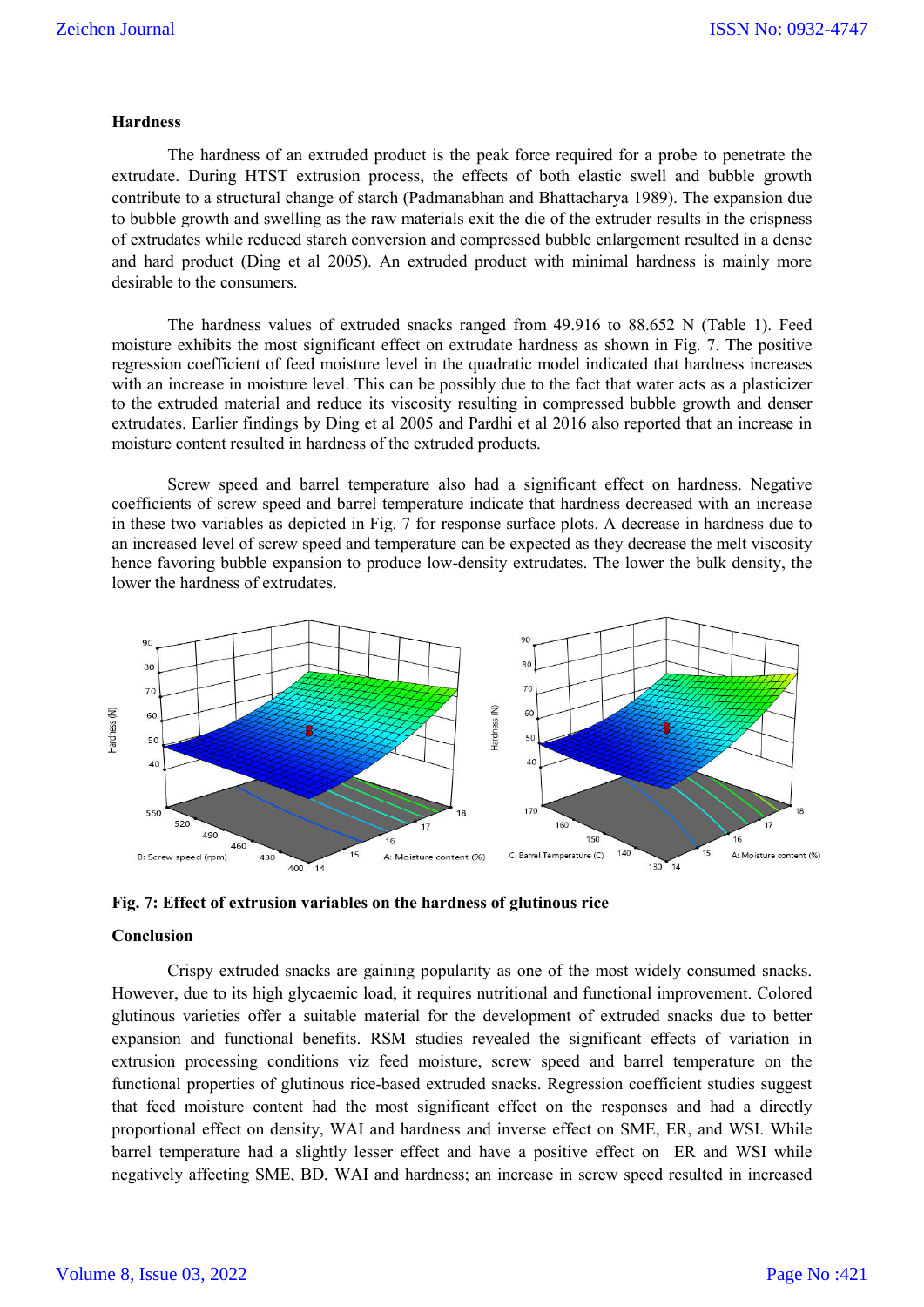### Hardness

The hardness of an extruded product is the peak force required for a probe to penetrate the extrudate. During HTST extrusion process, the effects of both elastic swell and bubble growth contribute to a structural change of starch (Padmanabhan and Bhattacharya 1989). The expansion due to bubble growth and swelling as the raw materials exit the die of the extruder results in the crispness of extrudates while reduced starch conversion and compressed bubble enlargement resulted in a dense and hard product (Ding et al 2005). An extruded product with minimal hardness is mainly more desirable to the consumers.

The hardness values of extruded snacks ranged from 49.916 to 88.652 N (Table 1). Feed moisture exhibits the most significant effect on extrudate hardness as shown in Fig. 7. The positive regression coefficient of feed moisture level in the quadratic model indicated that hardness increases with an increase in moisture level. This can be possibly due to the fact that water acts as a plasticizer to the extruded material and reduce its viscosity resulting in compressed bubble growth and denser extrudates. Earlier findings by Ding et al 2005 and Pardhi et al 2016 also reported that an increase in moisture content resulted in hardness of the extruded products.

Screw speed and barrel temperature also had a significant effect on hardness. Negative coefficients of screw speed and barrel temperature indicate that hardness decreased with an increase in these two variables as depicted in Fig. 7 for response surface plots. A decrease in hardness due to an increased level of screw speed and temperature can be expected as they decrease the melt viscosity hence favoring bubble expansion to produce low-density extrudates. The lower the bulk density, the lower the hardness of extrudates.

**Fig. 7: Effect of extrusion variables on the hardness of glutinous rice**

### Conclusion

Crispy extruded snacks are gaining popularity as one of the most widely consumed snacks. However, due to its high glycaemic load, it requires nutritional and functional improvement. Colored glutinous varieties offer a suitable material for the development of extruded snacks due to better expansion and functional benefits. RSM studies revealed the significant effects of variation in extrusion processing conditions viz feed moisture, screw speed and barrel temperature on the functional properties of glutinous rice-based extruded snacks. Regression coefficient studies suggest that feed moisture content had the most significant effect on the responses and had a directly proportional effect on density, WAI and hardness and inverse effect on SME, ER, and WSI. While barrel temperature had a slightly lesser effect and have a positive effect on ER and WSI while negatively affecting SME, BD, WAI and hardness; an increase in screw speed resulted in increased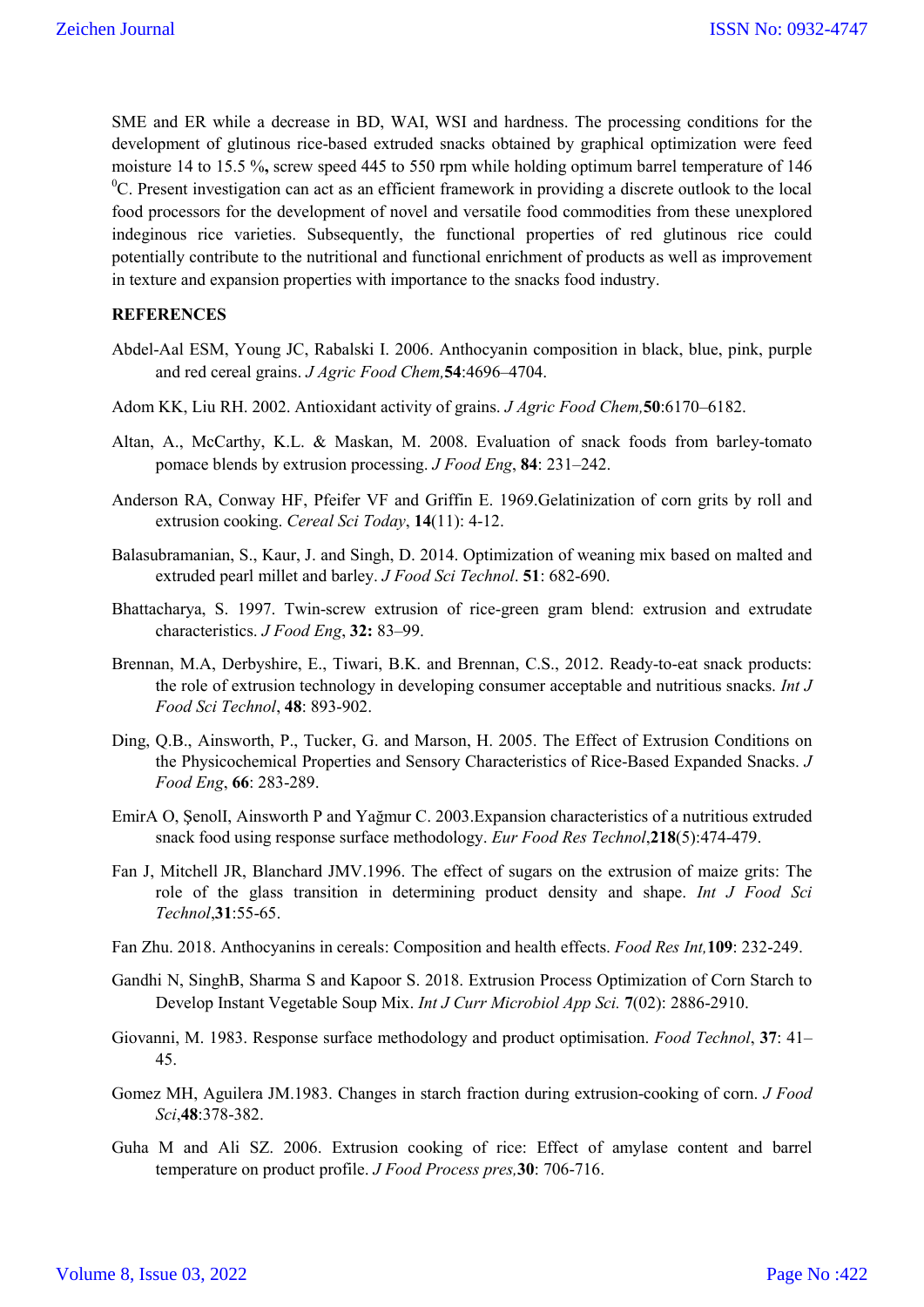SME and ER while a decrease in BD, WAI, WSI and hardness. The processing conditions for the development of glutinous rice-based extruded snacks obtained by graphical optimization were feed moisture 14 to 15.5 %**,** screw speed 445 to 550 rpm while holding optimum barrel temperature of 146 $^0$C. Present investigation can act as an efficient framework in providing a discrete outlook to the local food processors for the development of novel and versatile food commodities from these unexplored indeginous rice varieties. Subsequently, the functional properties of red glutinous rice could potentially contribute to the nutritional and functional enrichment of products as well as improvement in texture and expansion properties with importance to the snacks food industry.

**REFERENCES**

Abdel-Aal ESM, Young JC, Rabalski I. 2006. Anthocyanin composition in black, blue, pink, purple and red cereal grains. *J Agric Food Chem,***54**:4696–4704.

Adom KK, Liu RH. 2002. Antioxidant activity of grains. *J Agric Food Chem,***50**:6170–6182.

Altan, A., McCarthy, K.L. & Maskan, M. 2008. Evaluation of snack foods from barley-tomato pomace blends by extrusion processing. *J Food Eng*, **84**: 231–242.

Anderson RA, Conway HF, Pfeifer VF and Griffin E. 1969.Gelatinization of corn grits by roll and extrusion cooking. *Cereal Sci Today*, **14**(11): 4-12.

Balasubramanian, S., Kaur, J. and Singh, D. 2014. Optimization of weaning mix based on malted and extruded pearl millet and barley. *J Food Sci Technol*. **51**: 682-690.

Bhattacharya, S. 1997. Twin-screw extrusion of rice-green gram blend: extrusion and extrudate characteristics. *J Food Eng*, **32:** 83–99.

Brennan, M.A, Derbyshire, E., Tiwari, B.K. and Brennan, C.S., 2012. Ready-to-eat snack products: the role of extrusion technology in developing consumer acceptable and nutritious snacks. *Int J Food Sci Technol*, **48**: 893-902.

Ding, Q.B., Ainsworth, P., Tucker, G. and Marson, H. 2005. The Effect of Extrusion Conditions on the Physicochemical Properties and Sensory Characteristics of Rice-Based Expanded Snacks. *J Food Eng*, **66**: 283-289.

EmirA O, ŞenolI, Ainsworth P and Yağmur C. 2003.Expansion characteristics of a nutritious extruded snack food using response surface methodology. *Eur Food Res Technol*,**218**(5):474-479.

Fan J, Mitchell JR, Blanchard JMV.1996. The effect of sugars on the extrusion of maize grits: The role of the glass transition in determining product density and shape. *Int J Food Sci Technol*,**31**:55-65.

Fan Zhu. 2018. Anthocyanins in cereals: Composition and health effects. *Food Res Int,***109**: 232-249.

Gandhi N, SinghB, Sharma S and Kapoor S. 2018. Extrusion Process Optimization of Corn Starch to Develop Instant Vegetable Soup Mix. *Int J Curr Microbiol App Sci.* **7**(02): 2886-2910.

Giovanni, M. 1983. Response surface methodology and product optimisation. *Food Technol*, **37**: 41–45.

Gomez MH, Aguilera JM.1983. Changes in starch fraction during extrusion-cooking of corn. *J Food Sci*,**48**:378-382.

Guha M and Ali SZ. 2006. Extrusion cooking of rice: Effect of amylase content and barrel temperature on product profile. *J Food Process pres,***30**: 706-716.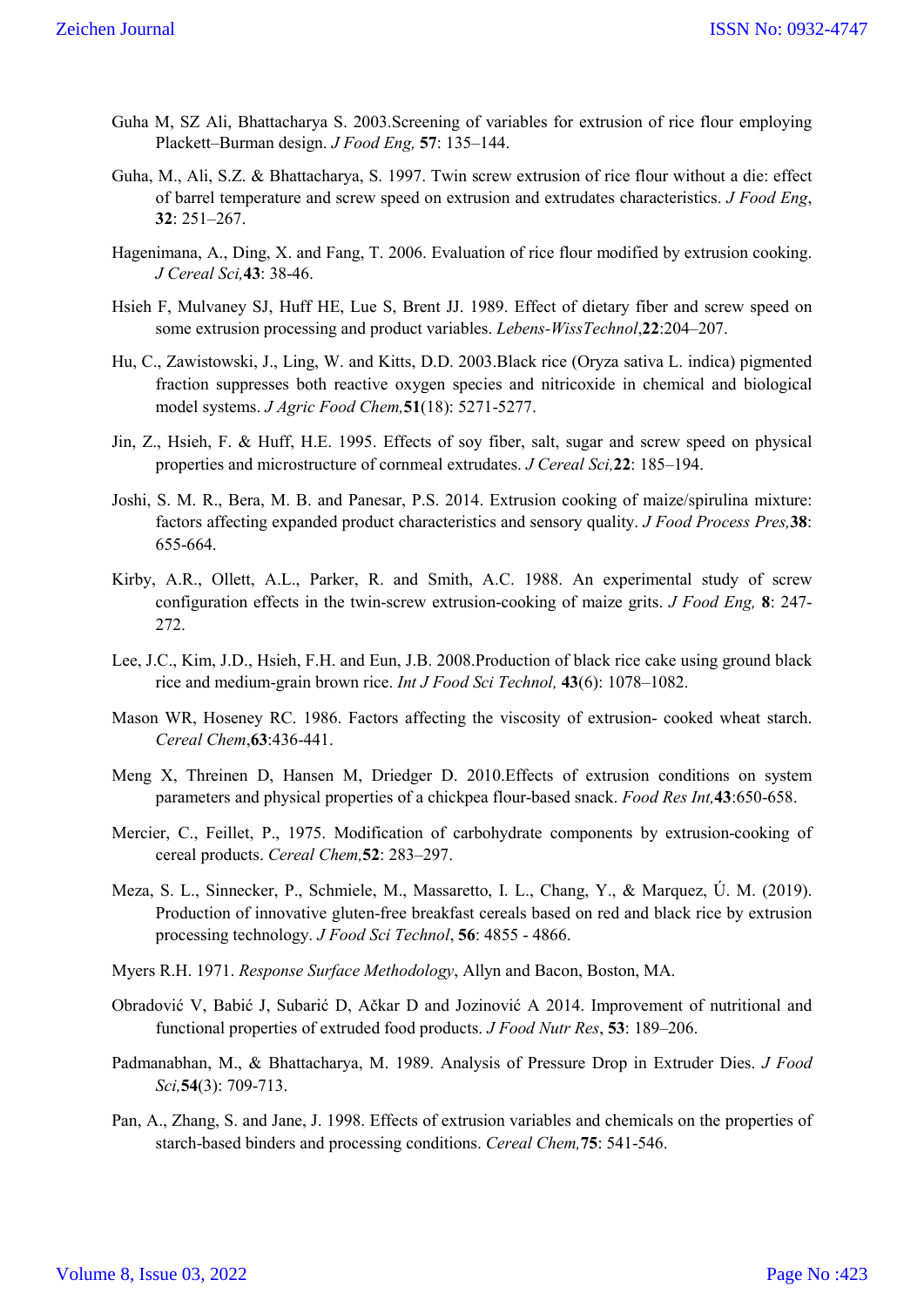Guha M, SZ Ali, Bhattacharya S. 2003.Screening of variables for extrusion of rice flour employing Plackett–Burman design. *J Food Eng,* **57**: 135–144.

Guha, M., Ali, S.Z. & Bhattacharya, S. 1997. Twin screw extrusion of rice flour without a die: effect of barrel temperature and screw speed on extrusion and extrudates characteristics. *J Food Eng*, **32**: 251–267.

Hagenimana, A., Ding, X. and Fang, T. 2006. Evaluation of rice flour modified by extrusion cooking. *J Cereal Sci,***43**: 38-46.

Hsieh F, Mulvaney SJ, Huff HE, Lue S, Brent JJ. 1989. Effect of dietary fiber and screw speed on some extrusion processing and product variables. *Lebens-WissTechnol*,**22**:204–207.

Hu, C., Zawistowski, J., Ling, W. and Kitts, D.D. 2003.Black rice (Oryza sativa L. indica) pigmented fraction suppresses both reactive oxygen species and nitricoxide in chemical and biological model systems. *J Agric Food Chem,***51**(18): 5271-5277.

Jin, Z., Hsieh, F. & Huff, H.E. 1995. Effects of soy fiber, salt, sugar and screw speed on physical properties and microstructure of cornmeal extrudates. *J Cereal Sci,***22**: 185–194.

Joshi, S. M. R., Bera, M. B. and Panesar, P.S. 2014. Extrusion cooking of maize/spirulina mixture: factors affecting expanded product characteristics and sensory quality. *J Food Process Pres,***38**: 655-664.

Kirby, A.R., Ollett, A.L., Parker, R. and Smith, A.C. 1988. An experimental study of screw configuration effects in the twin-screw extrusion-cooking of maize grits. *J Food Eng,* **8**: 247-272.

Lee, J.C., Kim, J.D., Hsieh, F.H. and Eun, J.B. 2008.Production of black rice cake using ground black rice and medium-grain brown rice. *Int J Food Sci Technol,* **43**(6): 1078–1082.

Mason WR, Hoseney RC. 1986. Factors affecting the viscosity of extrusion- cooked wheat starch. *Cereal Chem*,**63**:436-441.

Meng X, Threinen D, Hansen M, Driedger D. 2010.Effects of extrusion conditions on system parameters and physical properties of a chickpea flour-based snack. *Food Res Int,***43**:650-658.

Mercier, C., Feillet, P., 1975. Modification of carbohydrate components by extrusion-cooking of cereal products. *Cereal Chem,***52**: 283–297.

Meza, S. L., Sinnecker, P., Schmiele, M., Massaretto, I. L., Chang, Y., & Marquez, Ú. M. (2019). Production of innovative gluten-free breakfast cereals based on red and black rice by extrusion processing technology. *J Food Sci Technol*, **56**: 4855 - 4866.

Myers R.H. 1971. *Response Surface Methodology*, Allyn and Bacon, Boston, MA.

Obradović V, Babić J, Subarić D, Ačkar D and Jozinović A 2014. Improvement of nutritional and functional properties of extruded food products. *J Food Nutr Res*, **53**: 189–206.

Padmanabhan, M., & Bhattacharya, M. 1989. Analysis of Pressure Drop in Extruder Dies. *J Food Sci,***54**(3): 709-713.

Pan, A., Zhang, S. and Jane, J. 1998. Effects of extrusion variables and chemicals on the properties of starch-based binders and processing conditions. *Cereal Chem,***75**: 541-546.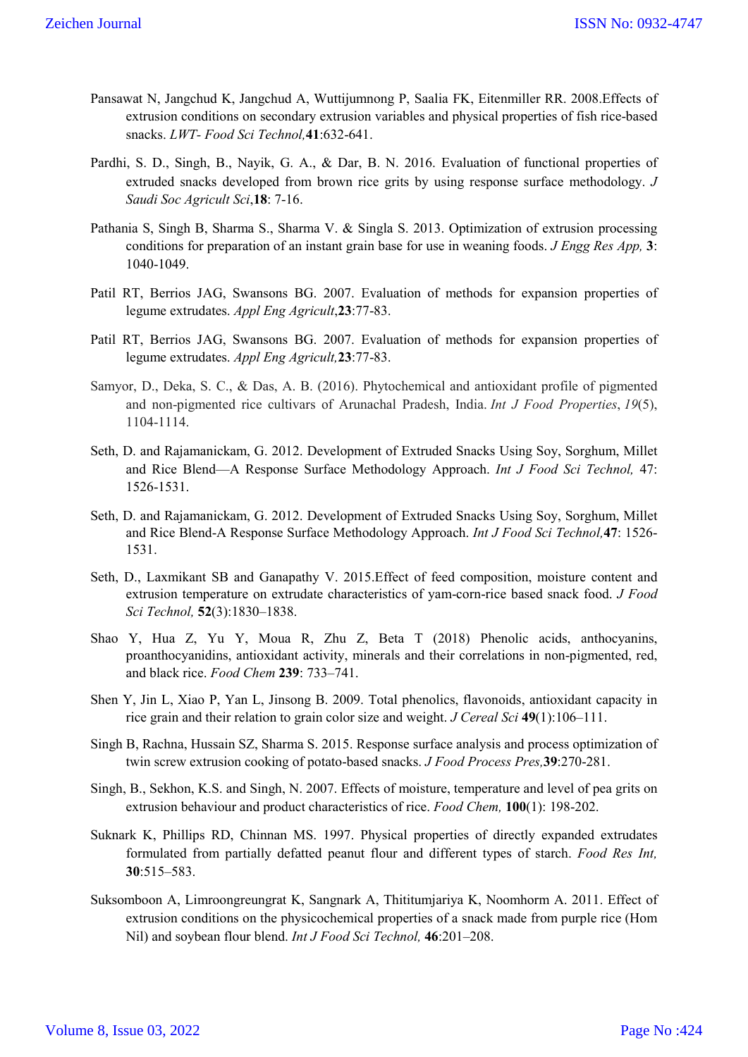Pansawat N, Jangchud K, Jangchud A, Wuttijumnong P, Saalia FK, Eitenmiller RR. 2008.Effects of extrusion conditions on secondary extrusion variables and physical properties of fish rice-based snacks. *LWT- Food Sci Technol,* **41**:632-641.

Pardhi, S. D., Singh, B., Nayik, G. A., & Dar, B. N. 2016. Evaluation of functional properties of extruded snacks developed from brown rice grits by using response surface methodology. *J Saudi Soc Agricult Sci*,**18**: 7-16.

Pathania S, Singh B, Sharma S., Sharma V. & Singla S. 2013. Optimization of extrusion processing conditions for preparation of an instant grain base for use in weaning foods. *J Engg Res App,* **3**: 1040-1049.

Patil RT, Berrios JAG, Swansons BG. 2007. Evaluation of methods for expansion properties of legume extrudates. *Appl Eng Agricult*,**23**:77-83.

Patil RT, Berrios JAG, Swansons BG. 2007. Evaluation of methods for expansion properties of legume extrudates. *Appl Eng Agricult,* **23**:77-83.

Samyor, D., Deka, S. C., & Das, A. B. (2016). Phytochemical and antioxidant profile of pigmented and non-pigmented rice cultivars of Arunachal Pradesh, India. *Int J Food Properties*, *19*(5), 1104-1114.

Seth, D. and Rajamanickam, G. 2012. Development of Extruded Snacks Using Soy, Sorghum, Millet and Rice Blend—A Response Surface Methodology Approach. *Int J Food Sci Technol,* 47: 1526-1531.

Seth, D. and Rajamanickam, G. 2012. Development of Extruded Snacks Using Soy, Sorghum, Millet and Rice Blend-A Response Surface Methodology Approach. *Int J Food Sci Technol,* **47**: 1526-1531.

Seth, D., Laxmikant SB and Ganapathy V. 2015.Effect of feed composition, moisture content and extrusion temperature on extrudate characteristics of yam-corn-rice based snack food. *J Food Sci Technol,* **52**(3):1830–1838.

Shao Y, Hua Z, Yu Y, Moua R, Zhu Z, Beta T (2018) Phenolic acids, anthocyanins, proanthocyanidins, antioxidant activity, minerals and their correlations in non-pigmented, red, and black rice. *Food Chem* **239**: 733–741.

Shen Y, Jin L, Xiao P, Yan L, Jinsong B. 2009. Total phenolics, flavonoids, antioxidant capacity in rice grain and their relation to grain color size and weight. *J Cereal Sci* **49**(1):106–111.

Singh B, Rachna, Hussain SZ, Sharma S. 2015. Response surface analysis and process optimization of twin screw extrusion cooking of potato-based snacks. *J Food Process Pres,* **39**:270-281.

Singh, B., Sekhon, K.S. and Singh, N. 2007. Effects of moisture, temperature and level of pea grits on extrusion behaviour and product characteristics of rice. *Food Chem,* **100**(1): 198-202.

Suknark K, Phillips RD, Chinnan MS. 1997. Physical properties of directly expanded extrudates formulated from partially defatted peanut flour and different types of starch. *Food Res Int,* **30**:515–583.

Suksomboon A, Limroongreungrat K, Sangnark A, Thititumjariya K, Noomhorm A. 2011. Effect of extrusion conditions on the physicochemical properties of a snack made from purple rice (Hom Nil) and soybean flour blend. *Int J Food Sci Technol,* **46**:201–208.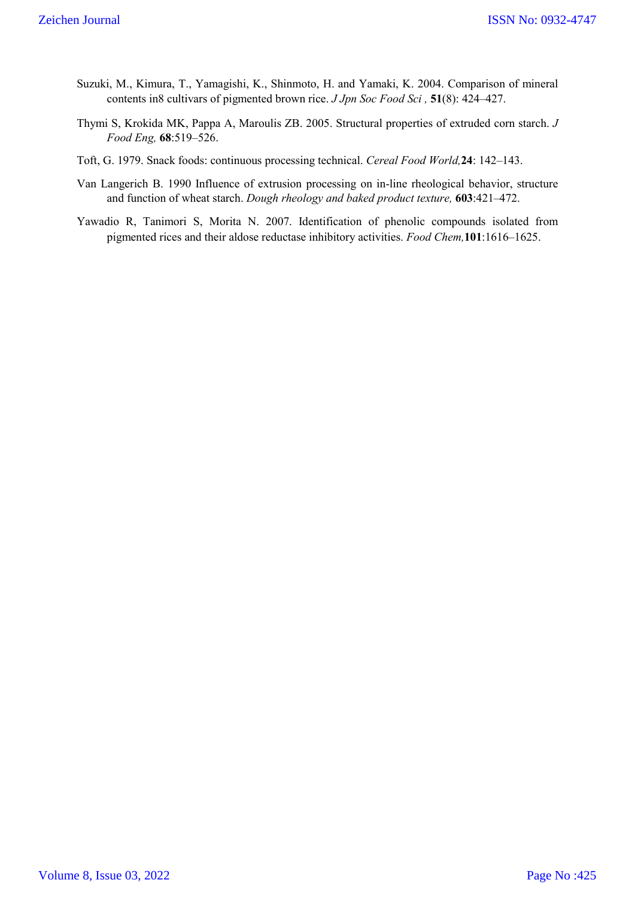Suzuki, M., Kimura, T., Yamagishi, K., Shinmoto, H. and Yamaki, K. 2004. Comparison of mineral contents in8 cultivars of pigmented brown rice. *J Jpn Soc Food Sci ,* **51**(8): 424–427.

Thymi S, Krokida MK, Pappa A, Maroulis ZB. 2005. Structural properties of extruded corn starch. *J Food Eng,* **68**:519–526.

Toft, G. 1979. Snack foods: continuous processing technical. *Cereal Food World,***24**: 142–143.

Van Langerich B. 1990 Influence of extrusion processing on in-line rheological behavior, structure and function of wheat starch. *Dough rheology and baked product texture,* **603**:421–472.

Yawadio R, Tanimori S, Morita N. 2007. Identification of phenolic compounds isolated from pigmented rices and their aldose reductase inhibitory activities. *Food Chem,***101**:1616–1625.